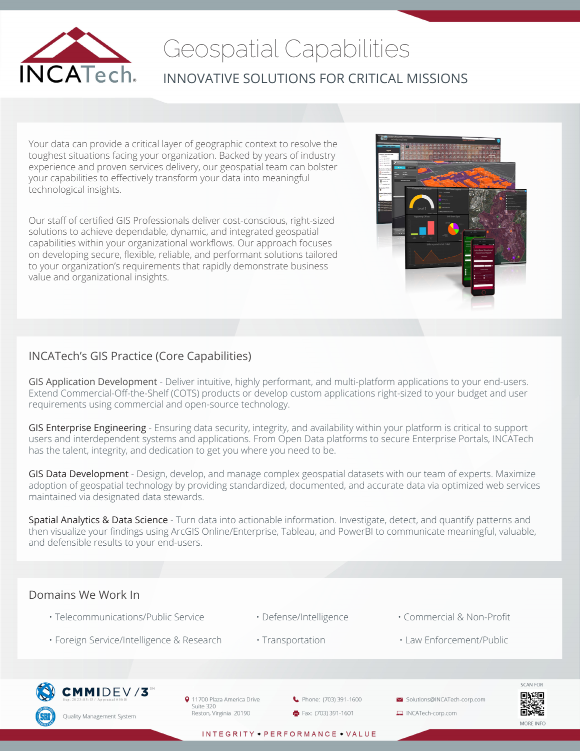# Geospatial Capabilities

## INNOVATIVE SOLUTIONS FOR CRITICAL MISSIONS

Your data can provide a critical layer of geographic context to resolve the toughest situations facing your organization. Backed by years of industry experience and proven services delivery, our geospatial team can bolster your capabilities to effectively transform your data into meaningful technological insights.

Our staff of certified GIS Professionals deliver cost-conscious, right-sized solutions to achieve dependable, dynamic, and integrated geospatial capabilities within your organizational workflows. Our approach focuses on developing secure, flexible, reliable, and performant solutions tailored to your organization's requirements that rapidly demonstrate business value and organizational insights.

## INCATech's GIS Practice (Core Capabilities)

**GIS Application Development** - Deliver intuitive, highly performant, and multi-platform applications to your end-users. Extend Commercial-Off-the-Shelf (COTS) products or develop custom applications right-sized to your budget and user requirements using commercial and open-source technology.

**GIS Enterprise Engineering** - Ensuring data security, integrity, and availability within your platform is critical to support users and interdependent systems and applications. From Open Data platforms to secure Enterprise Portals, INCATech has the talent, integrity, and dedication to get you where you need to be.

**GIS Data Development** - Design, develop, and manage complex geospatial datasets with our team of experts. Maximize adoption of geospatial technology by providing standardized, documented, and accurate data via optimized web services maintained via designated data stewards.

**Spatial Analytics & Data Science** - Turn data into actionable information. Investigate, detect, and quantify patterns and then visualize your findings using ArcGIS Online/Enterprise, Tableau, and PowerBI to communicate meaningful, valuable, and defensible results to your end-users.

## Domains We Work In

- Telecommunications/Public Service
- Defense/Intelligence
- Commercial & Non-Profit
- Foreign Service/Intelligence & Research
- Transportation
- Law Enforcement/Public

CMMIDEV/3 Exp. 2023-03-13 / Appraisal #5618

Quality Management System

11700 Plaza America Drive
Suite 320
Reston, Virginia 20190

Phone: (703) 391-1600
Fax: (703) 391-1601

Solutions@INCATech-corp.com
INCATech-corp.com

SCAN FOR MORE INFO

INTEGRITY • PERFORMANCE • VALUE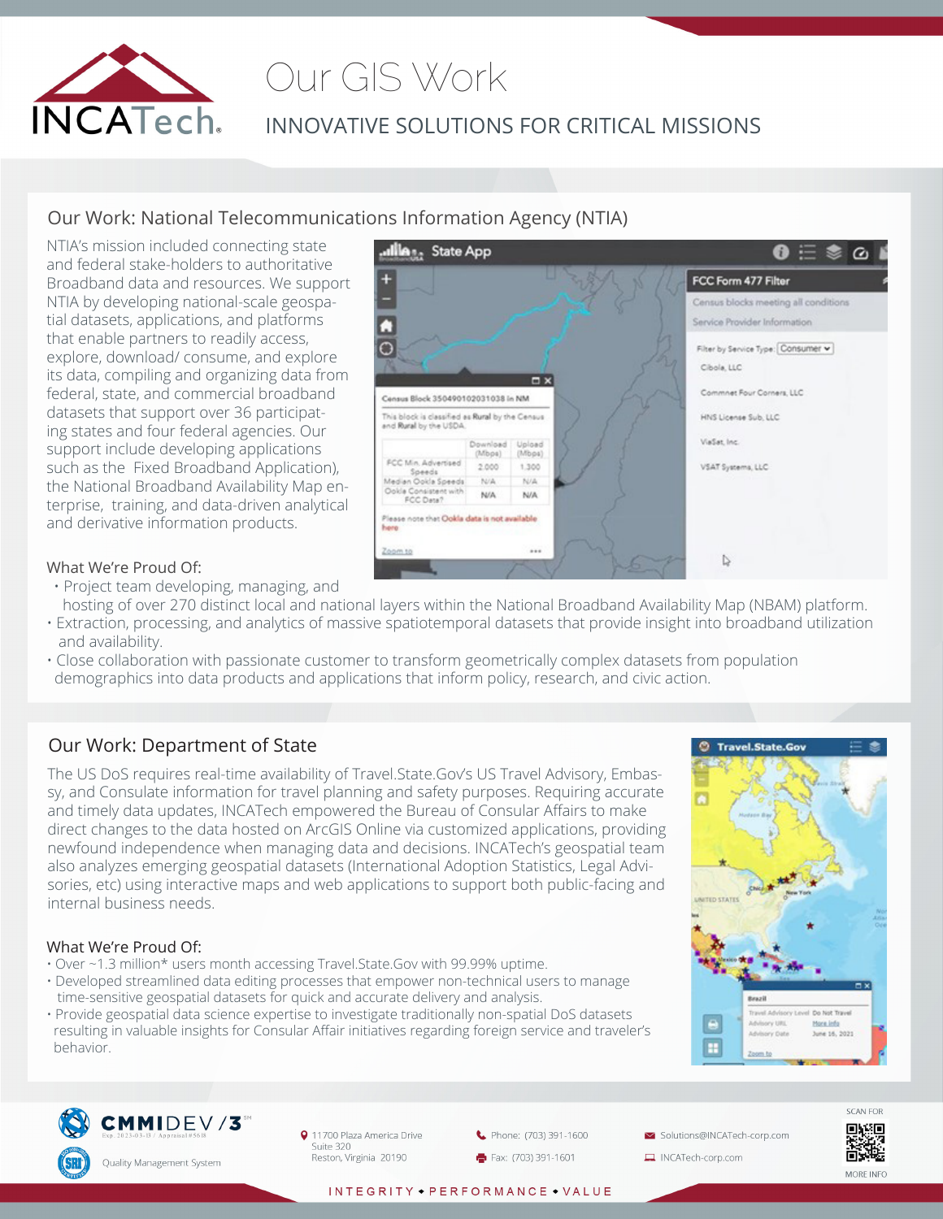# Our GIS Work

INNOVATIVE SOLUTIONS FOR CRITICAL MISSIONS

## Our Work: National Telecommunications Information Agency (NTIA)

NTIA's mission included connecting state and federal stake-holders to authoritative Broadband data and resources. We support NTIA by developing national-scale geospatial datasets, applications, and platforms that enable partners to readily access, explore, download/ consume, and explore its data, compiling and organizing data from federal, state, and commercial broadband datasets that support over 36 participating states and four federal agencies. Our support include developing applications such as the Fixed Broadband Application), the National Broadband Availability Map enterprise, training, and data-driven analytical and derivative information products.

What We're Proud Of:

- Project team developing, managing, and hosting of over 270 distinct local and national layers within the National Broadband Availability Map (NBAM) platform.
- Extraction, processing, and analytics of massive spatiotemporal datasets that provide insight into broadband utilization and availability.
- Close collaboration with passionate customer to transform geometrically complex datasets from population demographics into data products and applications that inform policy, research, and civic action.

## Our Work: Department of State

The US DoS requires real-time availability of Travel.State.Gov's US Travel Advisory, Embassy, and Consulate information for travel planning and safety purposes. Requiring accurate and timely data updates, INCATech empowered the Bureau of Consular Affairs to make direct changes to the data hosted on ArcGIS Online via customized applications, providing newfound independence when managing data and decisions. INCATech's geospatial team also analyzes emerging geospatial datasets (International Adoption Statistics, Legal Advisories, etc) using interactive maps and web applications to support both public-facing and internal business needs.

What We're Proud Of:

- Over ~1.3 million* users month accessing Travel.State.Gov with 99.99% uptime.
- Developed streamlined data editing processes that empower non-technical users to manage time-sensitive geospatial datasets for quick and accurate delivery and analysis.
- Provide geospatial data science expertise to investigate traditionally non-spatial DoS datasets resulting in valuable insights for Consular Affair initiatives regarding foreign service and traveler's behavior.

CMMIDEV /3 Exp. 2023-03-13 / Appraisal #5618

Quality Management System

11700 Plaza America Drive
Suite 320
Reston, Virginia 20190

Phone: (703) 391-1600
Fax: (703) 391-1601

Solutions@INCATech-corp.com
INCATech-corp.com

SCAN FOR MORE INFO

INTEGRITY • PERFORMANCE • VALUE